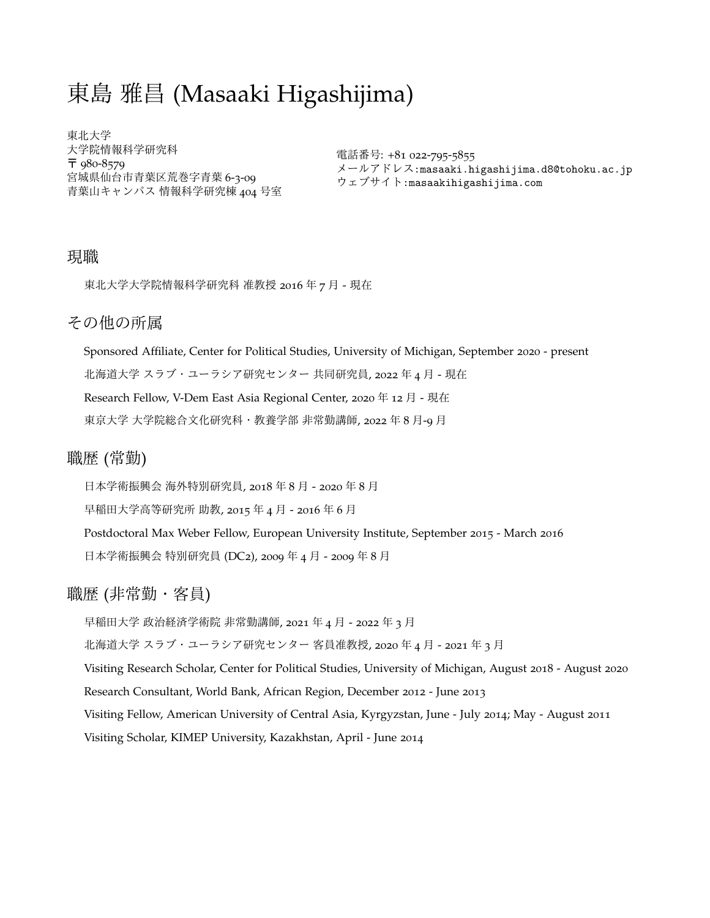# 東島 雅昌 (Masaaki Higashijima)

東北大学
大学院情報科学研究科
〒 980-8579
宮城県仙台市青葉区荒巻字青葉 6-3-09
青葉山キャンパス 情報科学研究棟 404 号室

電話番号: +81 022-795-5855
メールアドレス:masaaki.higashijima.d8@tohoku.ac.jp
ウェブサイト:masaakihigashijima.com

## 現職

東北大学大学院情報科学研究科 准教授 2016 年 7 月 - 現在

## その他の所属

Sponsored Affiliate, Center for Political Studies, University of Michigan, September 2020 - present

北海道大学 スラブ・ユーラシア研究センター 共同研究員, 2022 年 4 月 - 現在

Research Fellow, V-Dem East Asia Regional Center, 2020 年 12 月 - 現在

東京大学 大学院総合文化研究科・教養学部 非常勤講師, 2022 年 8 月-9 月

## 職歴 (常勤)

日本学術振興会 海外特別研究員, 2018 年 8 月 - 2020 年 8 月

早稲田大学高等研究所 助教, 2015 年 4 月 - 2016 年 6 月

Postdoctoral Max Weber Fellow, European University Institute, September 2015 - March 2016

日本学術振興会 特別研究員 (DC2), 2009 年 4 月 - 2009 年 8 月

## 職歴 (非常勤・客員)

早稲田大学 政治経済学術院 非常勤講師, 2021 年 4 月 - 2022 年 3 月

北海道大学 スラブ・ユーラシア研究センター 客員准教授, 2020 年 4 月 - 2021 年 3 月

Visiting Research Scholar, Center for Political Studies, University of Michigan, August 2018 - August 2020

Research Consultant, World Bank, African Region, December 2012 - June 2013

Visiting Fellow, American University of Central Asia, Kyrgyzstan, June - July 2014; May - August 2011

Visiting Scholar, KIMEP University, Kazakhstan, April - June 2014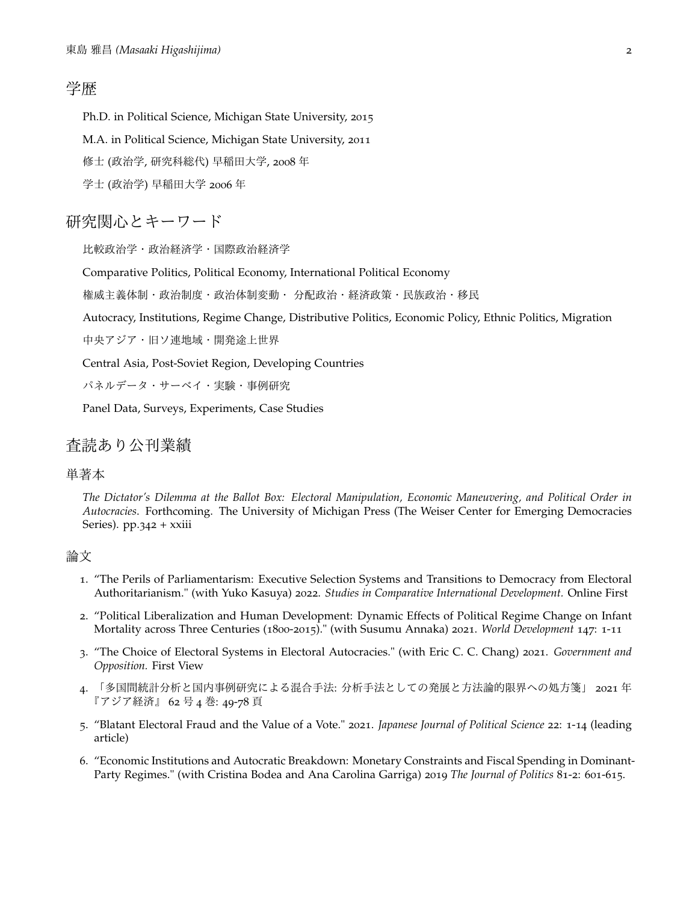## 学歴

Ph.D. in Political Science, Michigan State University, 2015

M.A. in Political Science, Michigan State University, 2011

修士 (政治学, 研究科総代) 早稲田大学, 2008 年

学士 (政治学) 早稲田大学 2006 年

## 研究関心とキーワード

比較政治学・政治経済学・国際政治経済学

Comparative Politics, Political Economy, International Political Economy

権威主義体制・政治制度・政治体制変動・ 分配政治・経済政策・民族政治・移民

Autocracy, Institutions, Regime Change, Distributive Politics, Economic Policy, Ethnic Politics, Migration

中央アジア・旧ソ連地域・開発途上世界

Central Asia, Post-Soviet Region, Developing Countries

パネルデータ・サーベイ・実験・事例研究

Panel Data, Surveys, Experiments, Case Studies

## 査読あり公刊業績

### 単著本

*The Dictator's Dilemma at the Ballot Box: Electoral Manipulation, Economic Maneuvering, and Political Order in Autocracies*. Forthcoming. The University of Michigan Press (The Weiser Center for Emerging Democracies Series). pp.342 + xxiii

### 論文

1. "The Perils of Parliamentarism: Executive Selection Systems and Transitions to Democracy from Electoral Authoritarianism." (with Yuko Kasuya) 2022. *Studies in Comparative International Development.* Online First
2. "Political Liberalization and Human Development: Dynamic Effects of Political Regime Change on Infant Mortality across Three Centuries (1800-2015)." (with Susumu Annaka) 2021. *World Development* 147: 1-11
3. "The Choice of Electoral Systems in Electoral Autocracies." (with Eric C. C. Chang) 2021. *Government and Opposition.* First View
4. 「多国間統計分析と国内事例研究による混合手法: 分析手法としての発展と方法論的限界への処方箋」 2021 年 『アジア経済』 62 号 4 巻: 49-78 頁
5. "Blatant Electoral Fraud and the Value of a Vote." 2021. *Japanese Journal of Political Science* 22: 1-14 (leading article)
6. "Economic Institutions and Autocratic Breakdown: Monetary Constraints and Fiscal Spending in Dominant-Party Regimes." (with Cristina Bodea and Ana Carolina Garriga) 2019 *The Journal of Politics* 81-2: 601-615.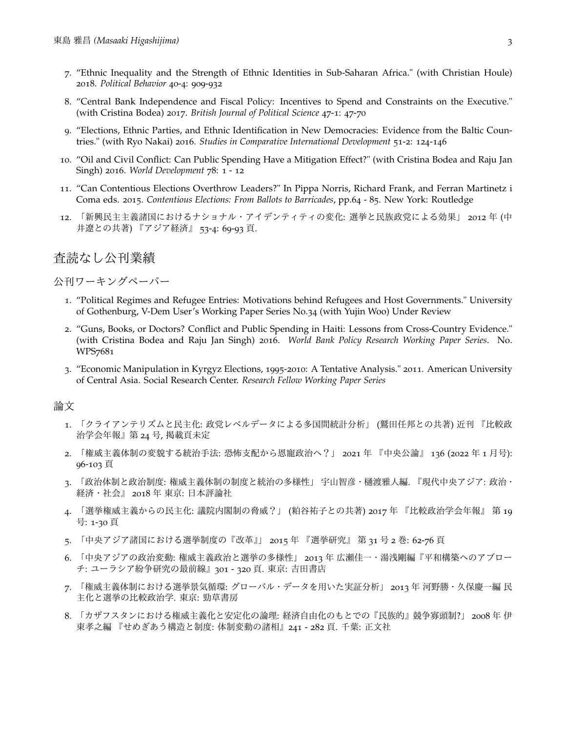7. "Ethnic Inequality and the Strength of Ethnic Identities in Sub-Saharan Africa." (with Christian Houle) 2018. *Political Behavior* 40-4: 909-932

8. "Central Bank Independence and Fiscal Policy: Incentives to Spend and Constraints on the Executive." (with Cristina Bodea) 2017. *British Journal of Political Science* 47-1: 47-70

9. "Elections, Ethnic Parties, and Ethnic Identification in New Democracies: Evidence from the Baltic Countries." (with Ryo Nakai) 2016. *Studies in Comparative International Development* 51-2: 124-146

10. "Oil and Civil Conflict: Can Public Spending Have a Mitigation Effect?" (with Cristina Bodea and Raju Jan Singh) 2016. *World Development* 78: 1 - 12

11. "Can Contentious Elections Overthrow Leaders?" In Pippa Norris, Richard Frank, and Ferran Martinetz i Coma eds. 2015. *Contentious Elections: From Ballots to Barricades*, pp.64 - 85. New York: Routledge

12. 「新興民主主義諸国におけるナショナル・アイデンティティの変化: 選挙と民族政党による効果」 2012 年 (中井遼との共著) 『アジア経済』 53-4: 69-93 頁.

## 査読なし公刊業績

### 公刊ワーキングペーパー

1. "Political Regimes and Refugee Entries: Motivations behind Refugees and Host Governments." University of Gothenburg, V-Dem User's Working Paper Series No.34 (with Yujin Woo) Under Review

2. "Guns, Books, or Doctors? Conflict and Public Spending in Haiti: Lessons from Cross-Country Evidence." (with Cristina Bodea and Raju Jan Singh) 2016. *World Bank Policy Research Working Paper Series*. No. WPS7681

3. "Economic Manipulation in Kyrgyz Elections, 1995-2010: A Tentative Analysis." 2011. American University of Central Asia. Social Research Center. *Research Fellow Working Paper Series*

### 論文

1. 「クライアンテリズムと民主化: 政党レベルデータによる多国間統計分析」 (鷲田任邦との共著) 近刊 『比較政治学会年報』第 24 号, 掲載頁未定

2. 「権威主義体制の変貌する統治手法: 恐怖支配から恩寵政治へ？」 2021 年 『中央公論』 136 (2022 年 1 月号): 96-103 頁

3. 「政治体制と政治制度: 権威主義体制の制度と統治の多様性」 宇山智彦・樋渡雅人編. 『現代中央アジア: 政治・経済・社会』 2018 年 東京: 日本評論社

4. 「選挙権威主義からの民主化: 議院内閣制の脅威？」 (粕谷祐子との共著) 2017 年 『比較政治学会年報』 第 19 号: 1-30 頁

5. 「中央アジア諸国における選挙制度の『改革』」 2015 年 『選挙研究』 第 31 号 2 巻: 62-76 頁

6. 「中央アジアの政治変動: 権威主義政治と選挙の多様性」 2013 年 広瀬佳一・湯浅剛編『平和構築へのアプローチ: ユーラシア紛争研究の最前線』301 - 320 頁. 東京: 吉田書店

7. 「権威主義体制における選挙景気循環: グローバル・データを用いた実証分析」 2013 年 河野勝・久保慶一編 民主化と選挙の比較政治学. 東京: 勁草書房

8. 「カザフスタンにおける権威主義化と安定化の論理: 経済自由化のもとでの『民族的』競争寡頭制?」 2008 年 伊東孝之編 『せめぎあう構造と制度: 体制変動の諸相』241 - 282 頁. 千葉: 正文社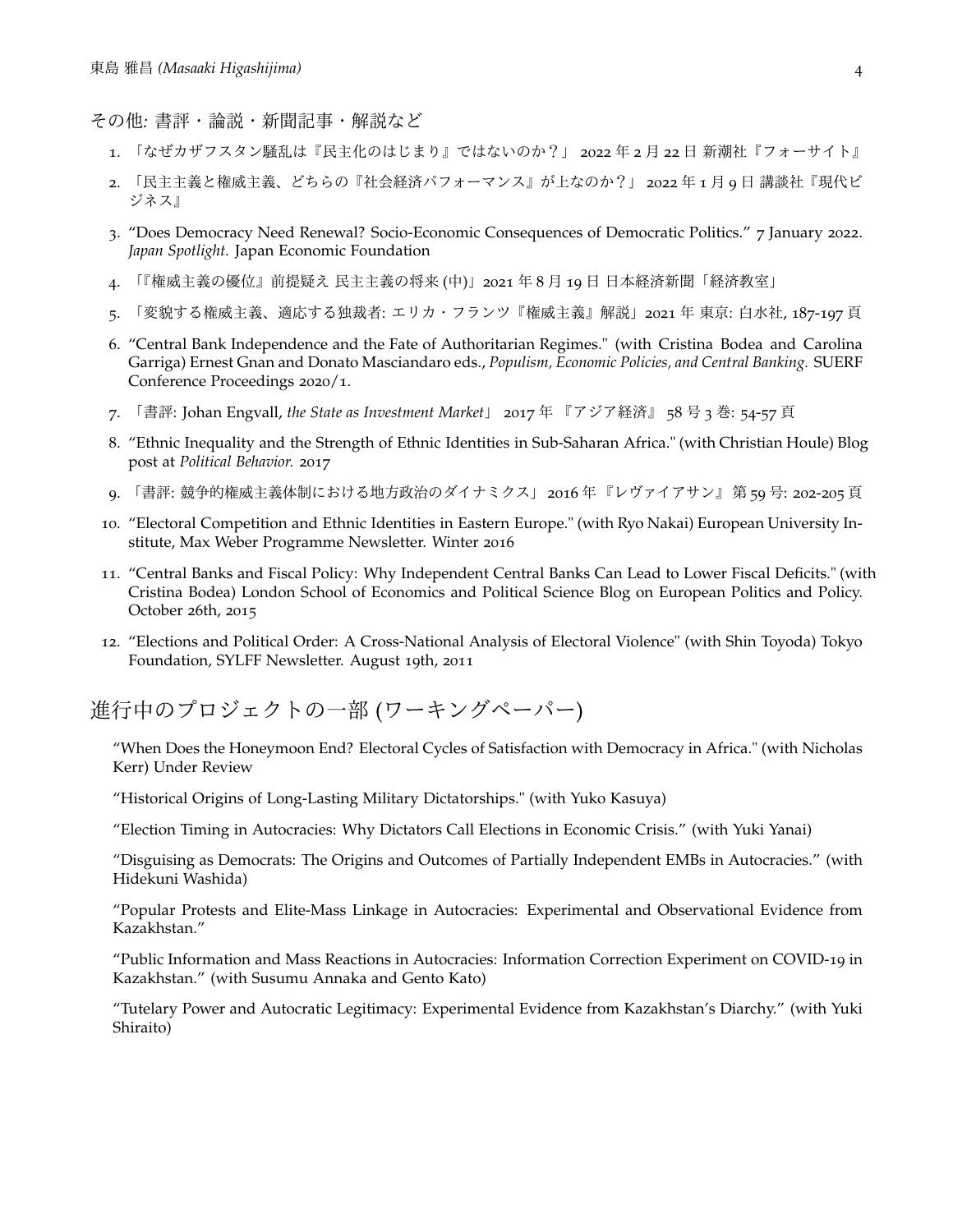その他: 書評・論説・新聞記事・解説など

1. 「なぜカザフスタン騒乱は『民主化のはじまり』ではないのか？」 2022 年 2 月 22 日 新潮社『フォーサイト』
2. 「民主主義と権威主義、どちらの『社会経済パフォーマンス』が上なのか？」 2022 年 1 月 9 日 講談社『現代ビジネス』
3. "Does Democracy Need Renewal? Socio-Economic Consequences of Democratic Politics." 7 January 2022. *Japan Spotlight.* Japan Economic Foundation
4. 「『権威主義の優位』前提疑え 民主主義の将来 (中)」2021 年 8 月 19 日 日本経済新聞「経済教室」
5. 「変貌する権威主義、適応する独裁者: エリカ・フランツ『権威主義』解説」2021 年 東京: 白水社, 187-197 頁
6. "Central Bank Independence and the Fate of Authoritarian Regimes." (with Cristina Bodea and Carolina Garriga) Ernest Gnan and Donato Masciandaro eds., *Populism, Economic Policies, and Central Banking.* SUERF Conference Proceedings 2020/1.
7. 「書評: Johan Engvall, *the State as Investment Market*」 2017 年 『アジア経済』 58 号 3 巻: 54-57 頁
8. "Ethnic Inequality and the Strength of Ethnic Identities in Sub-Saharan Africa." (with Christian Houle) Blog post at *Political Behavior.* 2017
9. 「書評: 競争的権威主義体制における地方政治のダイナミクス」 2016 年『レヴァイアサン』 第 59 号: 202-205 頁
10. "Electoral Competition and Ethnic Identities in Eastern Europe." (with Ryo Nakai) European University Institute, Max Weber Programme Newsletter. Winter 2016
11. "Central Banks and Fiscal Policy: Why Independent Central Banks Can Lead to Lower Fiscal Deficits." (with Cristina Bodea) London School of Economics and Political Science Blog on European Politics and Policy. October 26th, 2015
12. "Elections and Political Order: A Cross-National Analysis of Electoral Violence" (with Shin Toyoda) Tokyo Foundation, SYLFF Newsletter. August 19th, 2011

## 進行中のプロジェクトの一部 (ワーキングペーパー)

"When Does the Honeymoon End? Electoral Cycles of Satisfaction with Democracy in Africa." (with Nicholas Kerr) Under Review

"Historical Origins of Long-Lasting Military Dictatorships." (with Yuko Kasuya)

"Election Timing in Autocracies: Why Dictators Call Elections in Economic Crisis." (with Yuki Yanai)

"Disguising as Democrats: The Origins and Outcomes of Partially Independent EMBs in Autocracies." (with Hidekuni Washida)

"Popular Protests and Elite-Mass Linkage in Autocracies: Experimental and Observational Evidence from Kazakhstan."

"Public Information and Mass Reactions in Autocracies: Information Correction Experiment on COVID-19 in Kazakhstan." (with Susumu Annaka and Gento Kato)

"Tutelary Power and Autocratic Legitimacy: Experimental Evidence from Kazakhstan's Diarchy." (with Yuki Shiraito)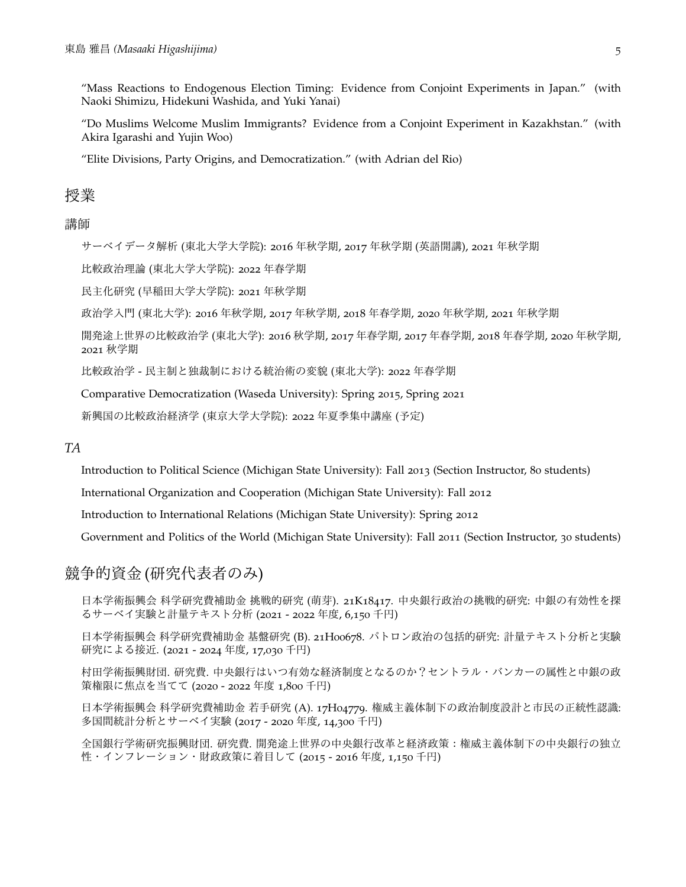"Mass Reactions to Endogenous Election Timing: Evidence from Conjoint Experiments in Japan." (with Naoki Shimizu, Hidekuni Washida, and Yuki Yanai)

"Do Muslims Welcome Muslim Immigrants? Evidence from a Conjoint Experiment in Kazakhstan." (with Akira Igarashi and Yujin Woo)

"Elite Divisions, Party Origins, and Democratization." (with Adrian del Rio)

## 授業

### 講師

サーベイデータ解析 (東北大学大学院): 2016 年秋学期, 2017 年秋学期 (英語開講), 2021 年秋学期

比較政治理論 (東北大学大学院): 2022 年春学期

民主化研究 (早稲田大学大学院): 2021 年秋学期

政治学入門 (東北大学): 2016 年秋学期, 2017 年秋学期, 2018 年春学期, 2020 年秋学期, 2021 年秋学期

開発途上世界の比較政治学 (東北大学): 2016 秋学期, 2017 年春学期, 2017 年春学期, 2018 年春学期, 2020 年秋学期, 2021 秋学期

比較政治学 - 民主制と独裁制における統治術の変貌 (東北大学): 2022 年春学期

Comparative Democratization (Waseda University): Spring 2015, Spring 2021

新興国の比較政治経済学 (東京大学大学院): 2022 年夏季集中講座 (予定)

### *TA*

Introduction to Political Science (Michigan State University): Fall 2013 (Section Instructor, 80 students)

International Organization and Cooperation (Michigan State University): Fall 2012

Introduction to International Relations (Michigan State University): Spring 2012

Government and Politics of the World (Michigan State University): Fall 2011 (Section Instructor, 30 students)

## 競争的資金 (研究代表者のみ)

日本学術振興会 科学研究費補助金 挑戦的研究 (萌芽). 21K18417. 中央銀行政治の挑戦的研究: 中銀の有効性を探るサーベイ実験と計量テキスト分析 (2021 - 2022 年度, 6,150 千円)

日本学術振興会 科学研究費補助金 基盤研究 (B). 21H00678. パトロン政治の包括的研究: 計量テキスト分析と実験研究による接近. (2021 - 2024 年度, 17,030 千円)

村田学術振興財団. 研究費. 中央銀行はいつ有効な経済制度となるのか？セントラル・バンカーの属性と中銀の政策権限に焦点を当てて (2020 - 2022 年度 1,800 千円)

日本学術振興会 科学研究費補助金 若手研究 (A). 17H04779. 権威主義体制下の政治制度設計と市民の正統性認識: 多国間統計分析とサーベイ実験 (2017 - 2020 年度, 14,300 千円)

全国銀行学術研究振興財団. 研究費. 開発途上世界の中央銀行改革と経済政策：権威主義体制下の中央銀行の独立性・インフレーション・財政政策に着目して (2015 - 2016 年度, 1,150 千円)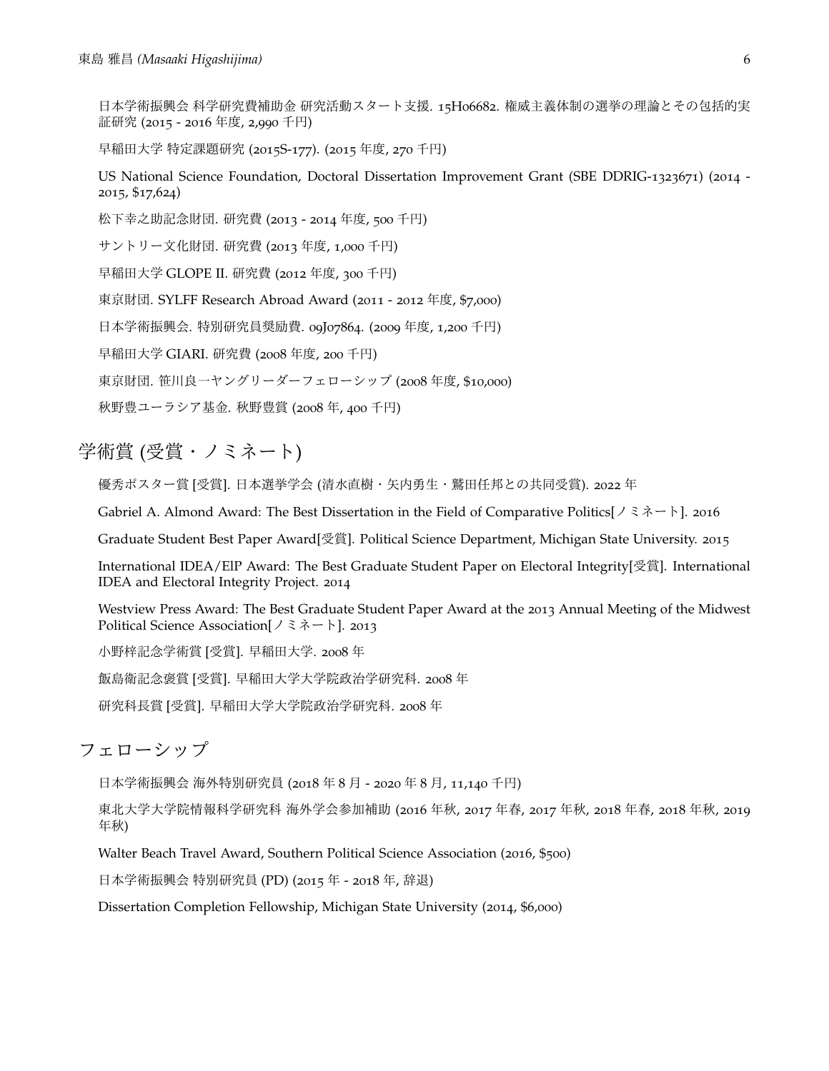日本学術振興会 科学研究費補助金 研究活動スタート支援. 15H06682. 権威主義体制の選挙の理論とその包括的実証研究 (2015 - 2016 年度, 2,990 千円)

早稲田大学 特定課題研究 (2015S-177). (2015 年度, 270 千円)

US National Science Foundation, Doctoral Dissertation Improvement Grant (SBE DDRIG-1323671) (2014 - 2015, $17,624)

松下幸之助記念財団. 研究費 (2013 - 2014 年度, 500 千円)

サントリー文化財団. 研究費 (2013 年度, 1,000 千円)

早稲田大学 GLOPE II. 研究費 (2012 年度, 300 千円)

東京財団. SYLFF Research Abroad Award (2011 - 2012 年度, $7,000)

日本学術振興会. 特別研究員奨励費. 09J07864. (2009 年度, 1,200 千円)

早稲田大学 GIARI. 研究費 (2008 年度, 200 千円)

東京財団. 笹川良一ヤングリーダーフェローシップ (2008 年度, $10,000)

秋野豊ユーラシア基金. 秋野豊賞 (2008 年, 400 千円)

## 学術賞 (受賞・ノミネート)

優秀ポスター賞 [受賞]. 日本選挙学会 (清水直樹・矢内勇生・鷲田任邦との共同受賞). 2022 年

Gabriel A. Almond Award: The Best Dissertation in the Field of Comparative Politics[ノミネート]. 2016

Graduate Student Best Paper Award[受賞]. Political Science Department, Michigan State University. 2015

International IDEA/EIP Award: The Best Graduate Student Paper on Electoral Integrity[受賞]. International IDEA and Electoral Integrity Project. 2014

Westview Press Award: The Best Graduate Student Paper Award at the 2013 Annual Meeting of the Midwest Political Science Association[ノミネート]. 2013

小野梓記念学術賞 [受賞]. 早稲田大学. 2008 年

飯島衛記念褒賞 [受賞]. 早稲田大学大学院政治学研究科. 2008 年

研究科長賞 [受賞]. 早稲田大学大学院政治学研究科. 2008 年

## フェローシップ

日本学術振興会 海外特別研究員 (2018 年 8 月 - 2020 年 8 月, 11,140 千円)

東北大学大学院情報科学研究科 海外学会参加補助 (2016 年秋, 2017 年春, 2017 年秋, 2018 年春, 2018 年秋, 2019 年秋)

Walter Beach Travel Award, Southern Political Science Association (2016, $500)

日本学術振興会 特別研究員 (PD) (2015 年 - 2018 年, 辞退)

Dissertation Completion Fellowship, Michigan State University (2014, $6,000)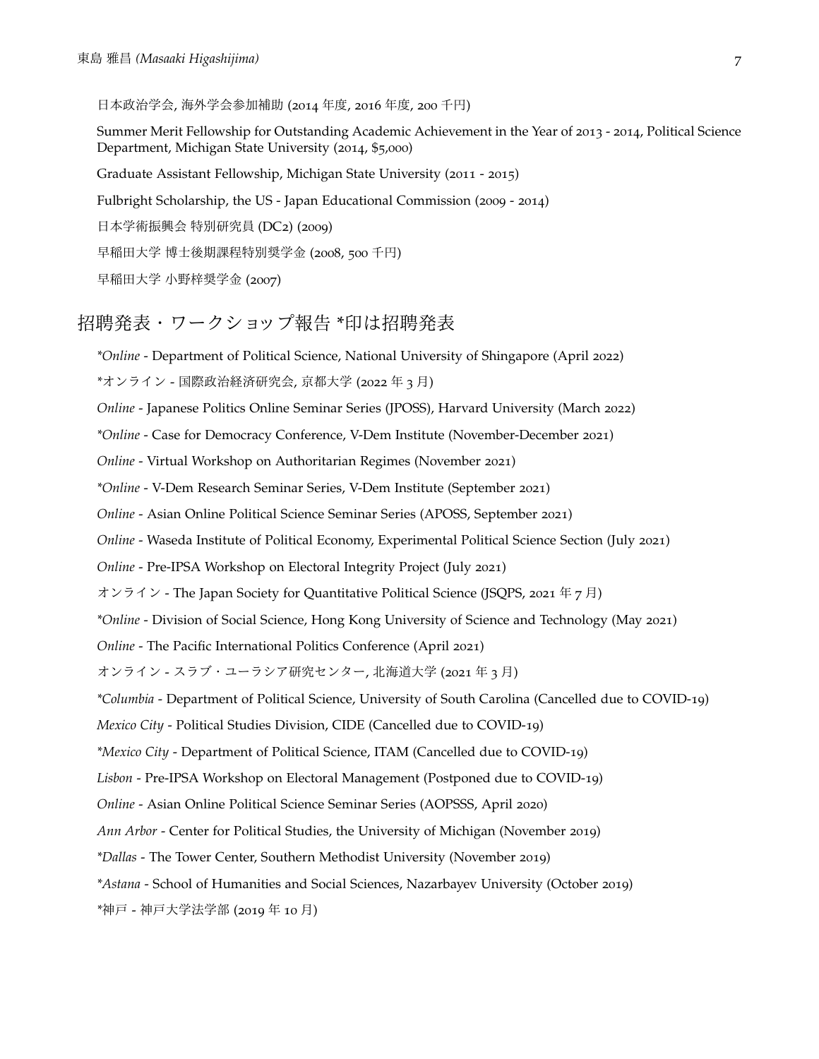日本政治学会, 海外学会参加補助 (2014 年度, 2016 年度, 200 千円)

Summer Merit Fellowship for Outstanding Academic Achievement in the Year of 2013 - 2014, Political Science Department, Michigan State University (2014, $5,000)

Graduate Assistant Fellowship, Michigan State University (2011 - 2015)

Fulbright Scholarship, the US - Japan Educational Commission (2009 - 2014)

日本学術振興会 特別研究員 (DC2) (2009)

早稲田大学 博士後期課程特別奨学金 (2008, 500 千円)

早稲田大学 小野梓奨学金 (2007)

## 招聘発表・ワークショップ報告 *印は招聘発表

**Online* - Department of Political Science, National University of Shingapore (April 2022)

*オンライン - 国際政治経済研究会, 京都大学 (2022 年 3 月)

*Online* - Japanese Politics Online Seminar Series (JPOSS), Harvard University (March 2022)

**Online* - Case for Democracy Conference, V-Dem Institute (November-December 2021)

*Online* - Virtual Workshop on Authoritarian Regimes (November 2021)

**Online* - V-Dem Research Seminar Series, V-Dem Institute (September 2021)

*Online* - Asian Online Political Science Seminar Series (APOSS, September 2021)

*Online* - Waseda Institute of Political Economy, Experimental Political Science Section (July 2021)

*Online* - Pre-IPSA Workshop on Electoral Integrity Project (July 2021)

オンライン - The Japan Society for Quantitative Political Science (JSQPS, 2021 年 7 月)

**Online* - Division of Social Science, Hong Kong University of Science and Technology (May 2021)

*Online* - The Pacific International Politics Conference (April 2021)

オンライン - スラブ・ユーラシア研究センター, 北海道大学 (2021 年 3 月)

**Columbia* - Department of Political Science, University of South Carolina (Cancelled due to COVID-19)

*Mexico City* - Political Studies Division, CIDE (Cancelled due to COVID-19)

**Mexico City* - Department of Political Science, ITAM (Cancelled due to COVID-19)

*Lisbon* - Pre-IPSA Workshop on Electoral Management (Postponed due to COVID-19)

*Online* - Asian Online Political Science Seminar Series (AOPSSS, April 2020)

*Ann Arbor* - Center for Political Studies, the University of Michigan (November 2019)

**Dallas* - The Tower Center, Southern Methodist University (November 2019)

**Astana* - School of Humanities and Social Sciences, Nazarbayev University (October 2019)

*神戸 - 神戸大学法学部 (2019 年 10 月)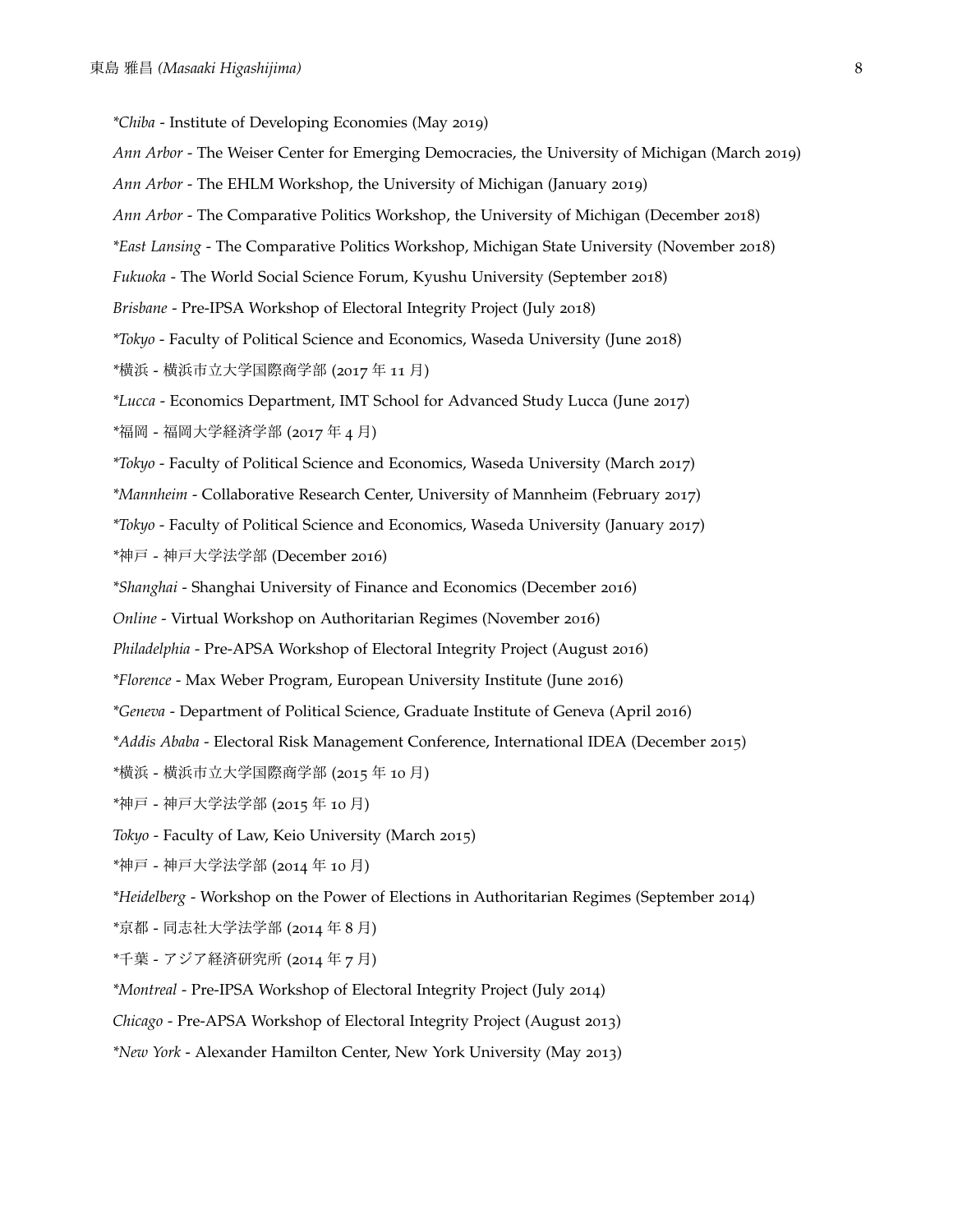*Chiba* - Institute of Developing Economies (May 2019)

*Ann Arbor* - The Weiser Center for Emerging Democracies, the University of Michigan (March 2019)

*Ann Arbor* - The EHLM Workshop, the University of Michigan (January 2019)

*Ann Arbor* - The Comparative Politics Workshop, the University of Michigan (December 2018)

**East Lansing* - The Comparative Politics Workshop, Michigan State University (November 2018)

*Fukuoka* - The World Social Science Forum, Kyushu University (September 2018)

*Brisbane* - Pre-IPSA Workshop of Electoral Integrity Project (July 2018)

**Tokyo* - Faculty of Political Science and Economics, Waseda University (June 2018)

*横浜 - 横浜市立大学国際商学部 (2017 年 11 月)

**Lucca* - Economics Department, IMT School for Advanced Study Lucca (June 2017)

*福岡 - 福岡大学経済学部 (2017 年 4 月)

**Tokyo* - Faculty of Political Science and Economics, Waseda University (March 2017)

**Mannheim* - Collaborative Research Center, University of Mannheim (February 2017)

**Tokyo* - Faculty of Political Science and Economics, Waseda University (January 2017)

*神戸 - 神戸大学法学部 (December 2016)

**Shanghai* - Shanghai University of Finance and Economics (December 2016)

*Online* - Virtual Workshop on Authoritarian Regimes (November 2016)

*Philadelphia* - Pre-APSA Workshop of Electoral Integrity Project (August 2016)

**Florence* - Max Weber Program, European University Institute (June 2016)

**Geneva* - Department of Political Science, Graduate Institute of Geneva (April 2016)

**Addis Ababa* - Electoral Risk Management Conference, International IDEA (December 2015)

*横浜 - 横浜市立大学国際商学部 (2015 年 10 月)

*神戸 - 神戸大学法学部 (2015 年 10 月)

*Tokyo* - Faculty of Law, Keio University (March 2015)

*神戸 - 神戸大学法学部 (2014 年 10 月)

**Heidelberg* - Workshop on the Power of Elections in Authoritarian Regimes (September 2014)

*京都 - 同志社大学法学部 (2014 年 8 月)

*千葉 - アジア経済研究所 (2014 年 7 月)

**Montreal* - Pre-IPSA Workshop of Electoral Integrity Project (July 2014)

*Chicago* - Pre-APSA Workshop of Electoral Integrity Project (August 2013)

**New York* - Alexander Hamilton Center, New York University (May 2013)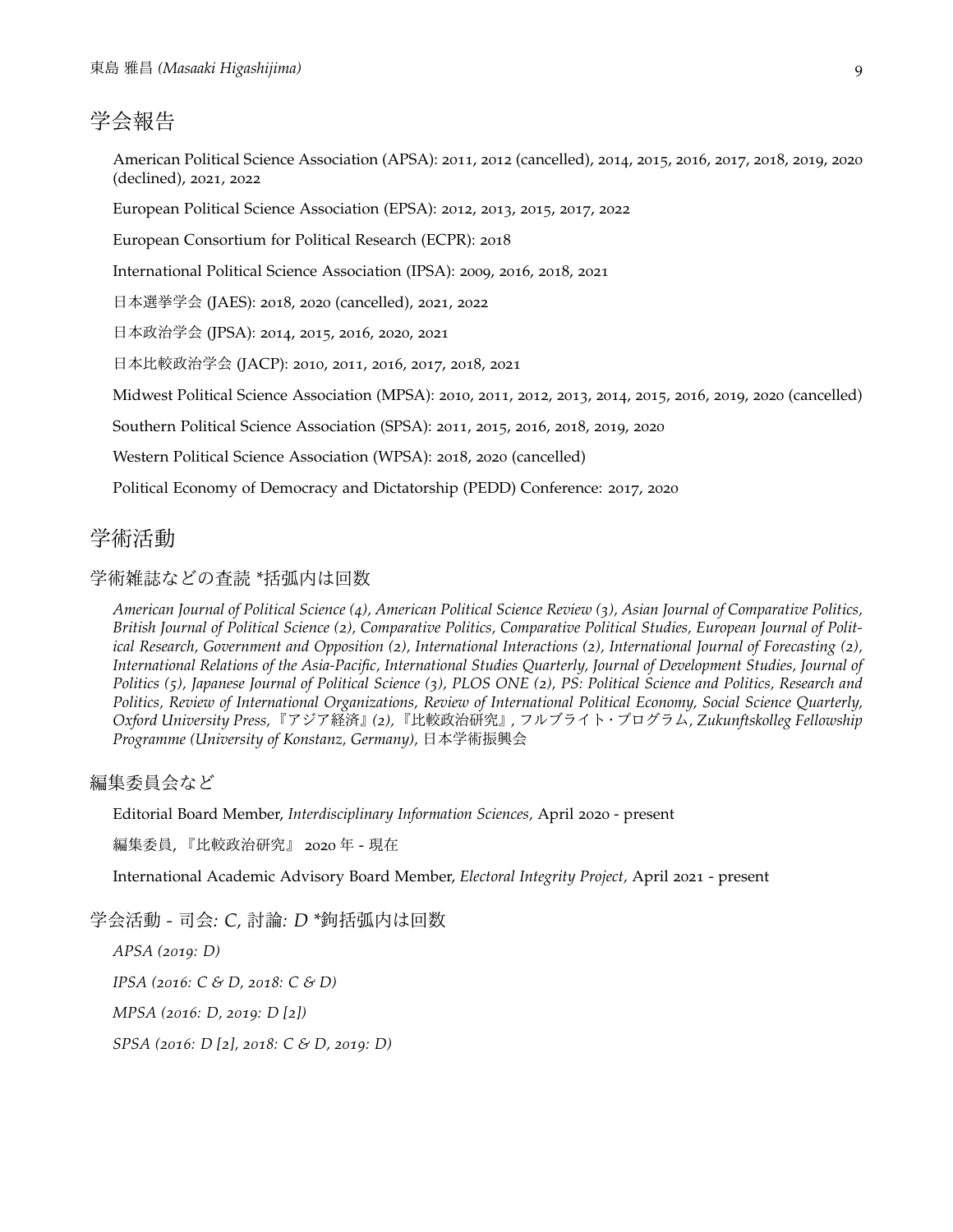## 学会報告

American Political Science Association (APSA): 2011, 2012 (cancelled), 2014, 2015, 2016, 2017, 2018, 2019, 2020 (declined), 2021, 2022

European Political Science Association (EPSA): 2012, 2013, 2015, 2017, 2022

European Consortium for Political Research (ECPR): 2018

International Political Science Association (IPSA): 2009, 2016, 2018, 2021

日本選挙学会 (JAES): 2018, 2020 (cancelled), 2021, 2022

日本政治学会 (JPSA): 2014, 2015, 2016, 2020, 2021

日本比較政治学会 (JACP): 2010, 2011, 2016, 2017, 2018, 2021

Midwest Political Science Association (MPSA): 2010, 2011, 2012, 2013, 2014, 2015, 2016, 2019, 2020 (cancelled)

Southern Political Science Association (SPSA): 2011, 2015, 2016, 2018, 2019, 2020

Western Political Science Association (WPSA): 2018, 2020 (cancelled)

Political Economy of Democracy and Dictatorship (PEDD) Conference: 2017, 2020

## 学術活動

### 学術雑誌などの査読 *括弧内は回数

*American Journal of Political Science (4), American Political Science Review (3), Asian Journal of Comparative Politics, British Journal of Political Science (2), Comparative Politics, Comparative Political Studies, European Journal of Political Research, Government and Opposition (2), International Interactions (2), International Journal of Forecasting (2), International Relations of the Asia-Pacific, International Studies Quarterly, Journal of Development Studies, Journal of Politics (5), Japanese Journal of Political Science (3), PLOS ONE (2), PS: Political Science and Politics, Research and Politics, Review of International Organizations, Review of International Political Economy, Social Science Quarterly, Oxford University Press,『アジア経済』(2),『比較政治研究』, フルブライト・プログラム, Zukunftskolleg Fellowship Programme (University of Konstanz, Germany),* 日本学術振興会

### 編集委員会など

Editorial Board Member, *Interdisciplinary Information Sciences,* April 2020 - present

編集委員,『比較政治研究』 2020 年 - 現在

International Academic Advisory Board Member, *Electoral Integrity Project,* April 2021 - present

### 学会活動 - 司会: *C*, 討論: *D* *鉤括弧内は回数

*APSA (2019: D)*

*IPSA (2016: C & D, 2018: C & D)*

*MPSA (2016: D, 2019: D [2])*

*SPSA (2016: D [2], 2018: C & D, 2019: D)*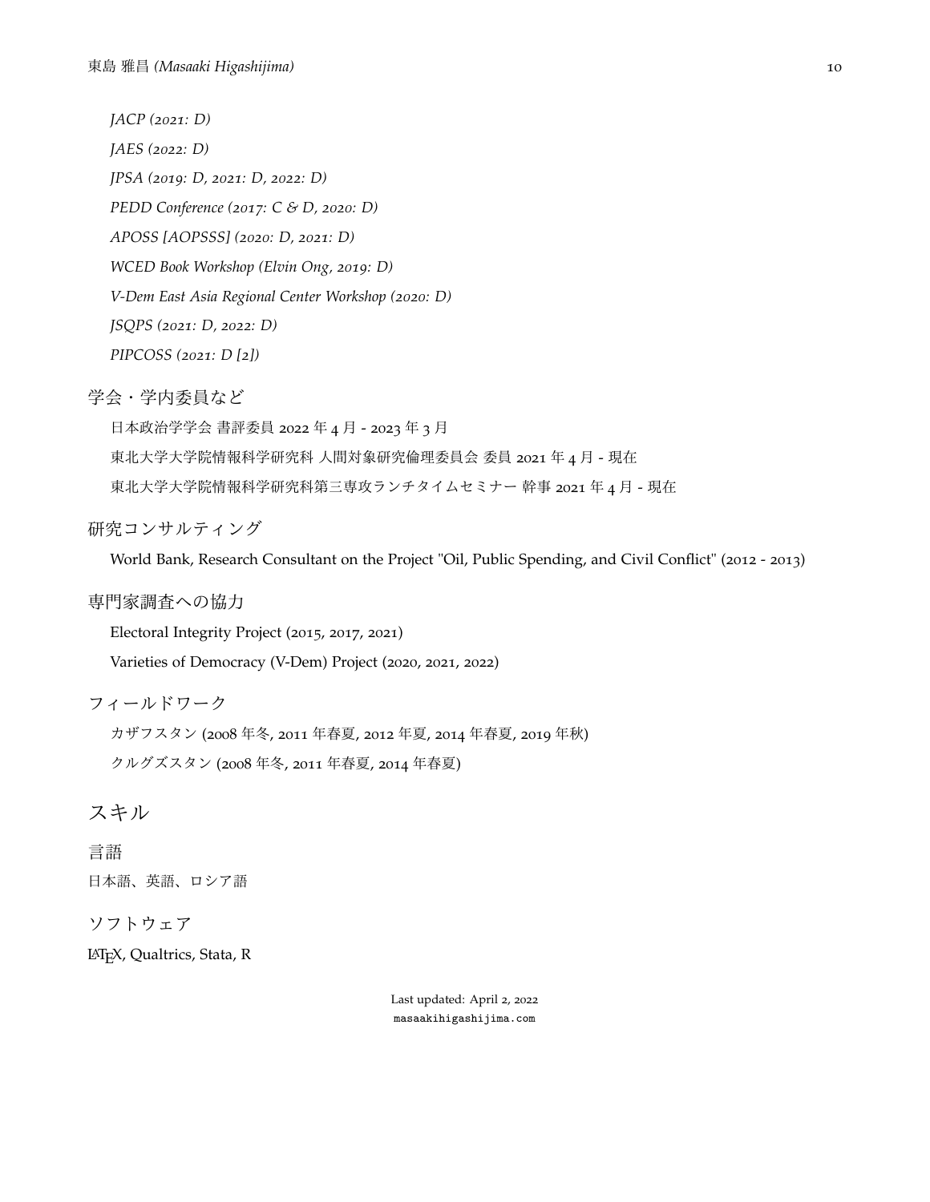*JACP (2021: D)*

*JAES (2022: D)*

*JPSA (2019: D, 2021: D, 2022: D)*

*PEDD Conference (2017: C & D, 2020: D)*

*APOSS [AOPSSS] (2020: D, 2021: D)*

*WCED Book Workshop (Elvin Ong, 2019: D)*

*V-Dem East Asia Regional Center Workshop (2020: D)*

*JSQPS (2021: D, 2022: D)*

*PIPCOSS (2021: D [2])*

### 学会・学内委員など

日本政治学学会 書評委員 2022 年 4 月 - 2023 年 3 月

東北大学大学院情報科学研究科 人間対象研究倫理委員会 委員 2021 年 4 月 - 現在

東北大学大学院情報科学研究科第三専攻ランチタイムセミナー 幹事 2021 年 4 月 - 現在

### 研究コンサルティング

World Bank, Research Consultant on the Project "Oil, Public Spending, and Civil Conflict" (2012 - 2013)

### 専門家調査への協力

Electoral Integrity Project (2015, 2017, 2021)

Varieties of Democracy (V-Dem) Project (2020, 2021, 2022)

### フィールドワーク

カザフスタン (2008 年冬, 2011 年春夏, 2012 年夏, 2014 年春夏, 2019 年秋)

クルグズスタン (2008 年冬, 2011 年春夏, 2014 年春夏)

## スキル

### 言語

日本語、英語、ロシア語

### ソフトウェア

LaTeX, Qualtrics, Stata, R

Last updated: April 2, 2022
masaakihigashijima.com